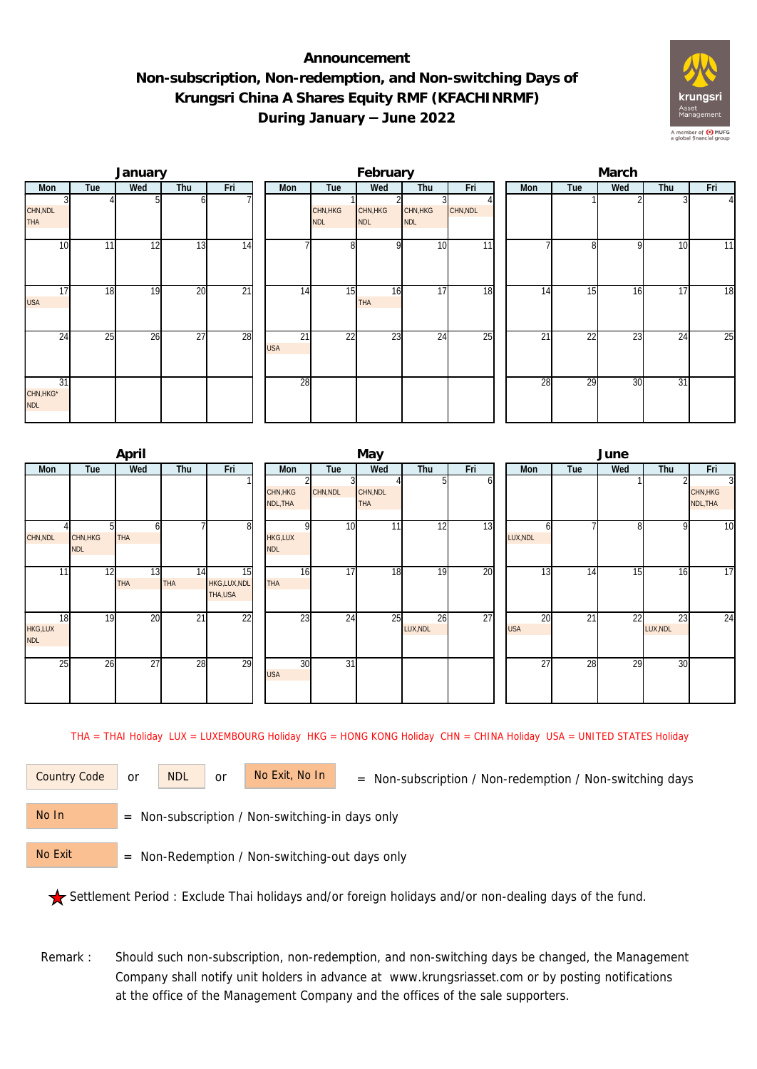# Announcement

## Non-subscription, Non-redemption, and Non-switching Days of Krungsri China A Shares Equity RMF (KFACHINRMF) During January – June 2022

### January

| Mon | Tue | Wed | Thu | Fri |
|---|---|---|---|---|
| 3 CHN,NDL THA | 4 | 5 | 6 | 7 |
| 10 | 11 | 12 | 13 | 14 |
| 17 USA | 18 | 19 | 20 | 21 |
| 24 | 25 | 26 | 27 | 28 |
| 31 CHN,HKG* NDL | | | | |

### February

| Mon | Tue | Wed | Thu | Fri |
|---|---|---|---|---|
| | 1 CHN,HKG NDL | 2 CHN,HKG NDL | 3 CHN,HKG NDL | 4 CHN,NDL |
| 7 | 8 | 9 | 10 | 11 |
| 14 | 15 | 16 THA | 17 | 18 |
| 21 USA | 22 | 23 | 24 | 25 |
| 28 | | | | |

### March

| Mon | Tue | Wed | Thu | Fri |
|---|---|---|---|---|
| | 1 | 2 | 3 | 4 |
| 7 | 8 | 9 | 10 | 11 |
| 14 | 15 | 16 | 17 | 18 |
| 21 | 22 | 23 | 24 | 25 |
| 28 | 29 | 30 | 31 | |

### April

| Mon | Tue | Wed | Thu | Fri |
|---|---|---|---|---|
| | | | | 1 |
| 4 CHN,NDL | 5 CHN,HKG NDL | 6 THA | 7 | 8 |
| 11 | 12 | 13 THA | 14 THA | 15 HKG,LUX,NDL THA,USA |
| 18 HKG,LUX NDL | 19 | 20 | 21 | 22 |
| 25 | 26 | 27 | 28 | 29 |

### May

| Mon | Tue | Wed | Thu | Fri |
|---|---|---|---|---|
| 2 CHN,HKG NDL,THA | 3 CHN,NDL | 4 CHN,NDL THA | 5 | 6 |
| 9 HKG,LUX NDL | 10 | 11 | 12 | 13 |
| 16 THA | 17 | 18 | 19 | 20 |
| 23 | 24 | 25 | 26 LUX,NDL | 27 |
| 30 USA | 31 | | | |

### June

| Mon | Tue | Wed | Thu | Fri |
|---|---|---|---|---|
| | | 1 | 2 | 3 CHN,HKG NDL,THA |
| 6 LUX,NDL | 7 | 8 | 9 | 10 |
| 13 | 14 | 15 | 16 | 17 |
| 20 USA | 21 | 22 | 23 LUX,NDL | 24 |
| 27 | 28 | 29 | 30 | |

THA = THAI Holiday LUX = LUXEMBOURG Holiday HKG = HONG KONG Holiday CHN = CHINA Holiday USA = UNITED STATES Holiday

Country Code or NDL or No Exit, No In = Non-subscription / Non-redemption / Non-switching days

No In = Non-subscription / Non-switching-in days only

No Exit = Non-Redemption / Non-switching-out days only

★ Settlement Period : Exclude Thai holidays and/or foreign holidays and/or non-dealing days of the fund.

Remark : Should such non-subscription, non-redemption, and non-switching days be changed, the Management Company shall notify unit holders in advance at www.krungsriasset.com or by posting notifications at the office of the Management Company and the offices of the sale supporters.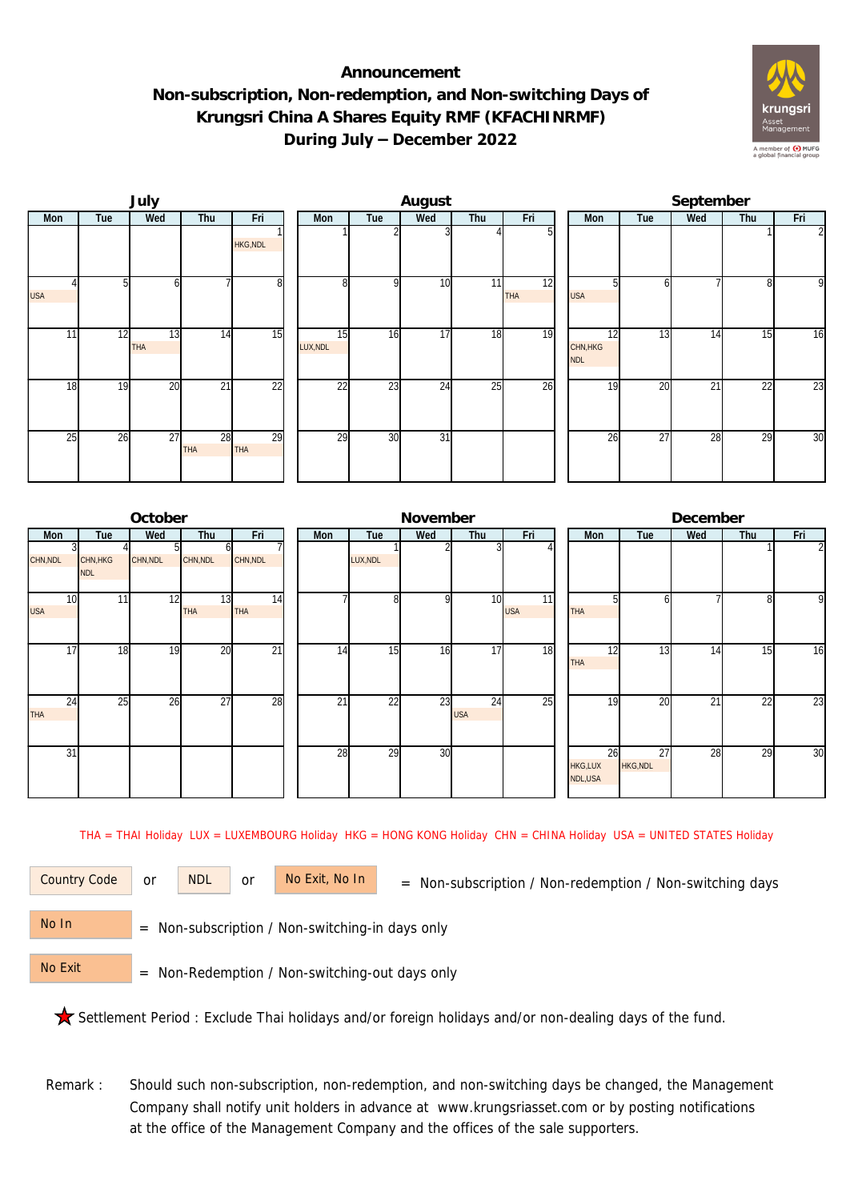# Announcement

## Non-subscription, Non-redemption, and Non-switching Days of Krungsri China A Shares Equity RMF (KFACHINRMF) During July – December 2022

### July

| Mon | Tue | Wed | Thu | Fri |
|---|---|---|---|---|
| | | | | 1 HKG,NDL |
| 4 USA | 5 | 6 | 7 | 8 |
| 11 | 12 | 13 THA | 14 | 15 |
| 18 | 19 | 20 | 21 | 22 |
| 25 | 26 | 27 | 28 THA | 29 THA |

### August

| Mon | Tue | Wed | Thu | Fri |
|---|---|---|---|---|
| 1 | 2 | 3 | 4 | 5 |
| 8 | 9 | 10 | 11 | 12 THA |
| 15 LUX,NDL | 16 | 17 | 18 | 19 |
| 22 | 23 | 24 | 25 | 26 |
| 29 | 30 | 31 | | |

### September

| Mon | Tue | Wed | Thu | Fri |
|---|---|---|---|---|
| | | | 1 | 2 |
| 5 USA | 6 | 7 | 8 | 9 |
| 12 CHN,HKG NDL | 13 | 14 | 15 | 16 |
| 19 | 20 | 21 | 22 | 23 |
| 26 | 27 | 28 | 29 | 30 |

### October

| Mon | Tue | Wed | Thu | Fri |
|---|---|---|---|---|
| 3 CHN,NDL | 4 CHN,HKG NDL | 5 CHN,NDL | 6 CHN,NDL | 7 CHN,NDL |
| 10 USA | 11 | 12 | 13 THA | 14 THA |
| 17 | 18 | 19 | 20 | 21 |
| 24 THA | 25 | 26 | 27 | 28 |
| 31 | | | | |

### November

| Mon | Tue | Wed | Thu | Fri |
|---|---|---|---|---|
| | 1 LUX,NDL | 2 | 3 | 4 |
| 7 | 8 | 9 | 10 | 11 USA |
| 14 | 15 | 16 | 17 | 18 |
| 21 | 22 | 23 | 24 USA | 25 |
| 28 | 29 | 30 | | |

### December

| Mon | Tue | Wed | Thu | Fri |
|---|---|---|---|---|
| | | | 1 | 2 |
| 5 THA | 6 | 7 | 8 | 9 |
| 12 THA | 13 | 14 | 15 | 16 |
| 19 | 20 | 21 | 22 | 23 |
| 26 HKG,LUX NDL,USA | 27 HKG,NDL | 28 | 29 | 30 |

THA = THAI Holiday LUX = LUXEMBOURG Holiday HKG = HONG KONG Holiday CHN = CHINA Holiday USA = UNITED STATES Holiday

Country Code or NDL or No Exit, No In = Non-subscription / Non-redemption / Non-switching days

No In = Non-subscription / Non-switching-in days only

No Exit = Non-Redemption / Non-switching-out days only

★ Settlement Period : Exclude Thai holidays and/or foreign holidays and/or non-dealing days of the fund.

Remark : Should such non-subscription, non-redemption, and non-switching days be changed, the Management Company shall notify unit holders in advance at www.krungsriasset.com or by posting notifications at the office of the Management Company and the offices of the sale supporters.